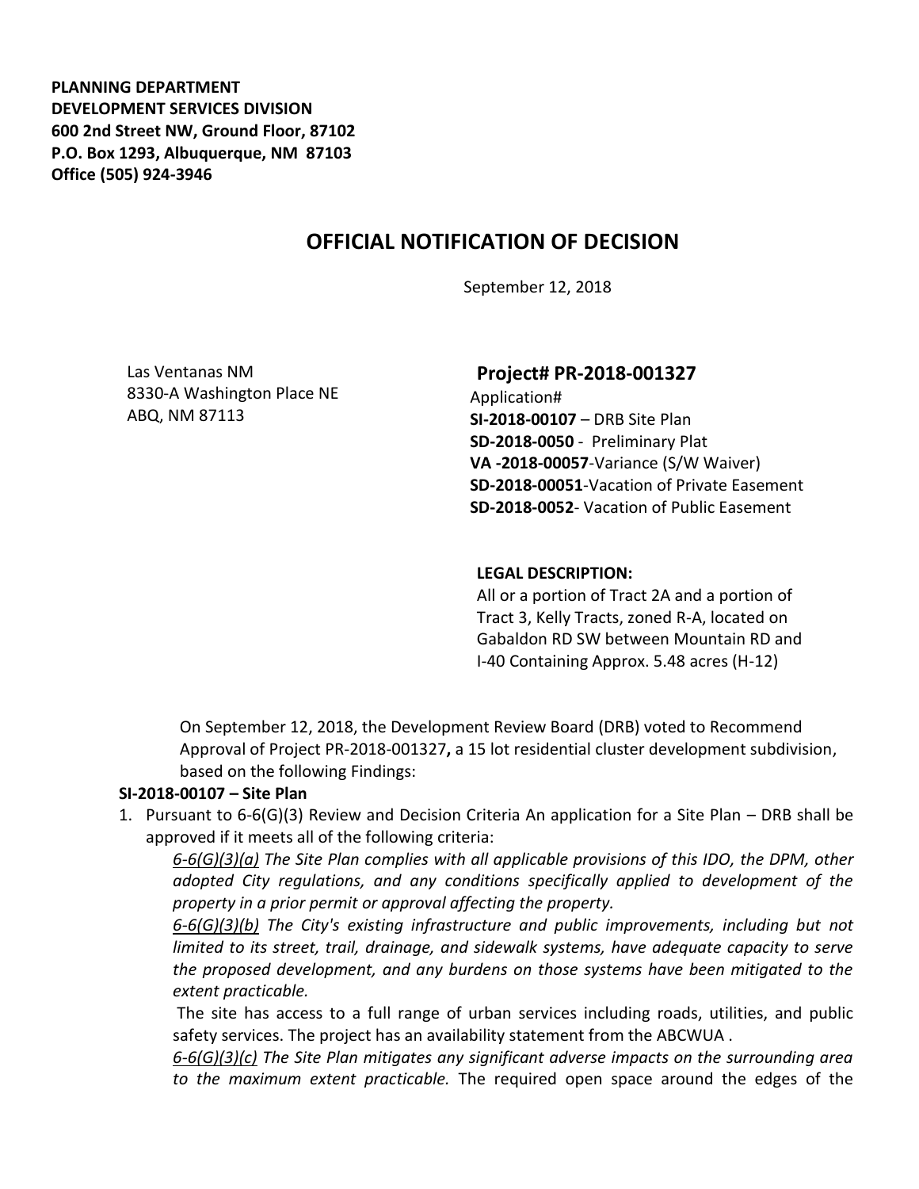**PLANNING DEPARTMENT**
**DEVELOPMENT SERVICES DIVISION**
**600 2nd Street NW, Ground Floor, 87102**
**P.O. Box 1293, Albuquerque, NM 87103**
**Office (505) 924-3946**

## OFFICIAL NOTIFICATION OF DECISION

September 12, 2018

Las Ventanas NM
8330-A Washington Place NE
ABQ, NM 87113

**Project# PR-2018-001327**
Application#
**SI-2018-00107** – DRB Site Plan
**SD-2018-0050** - Preliminary Plat
**VA -2018-00057**-Variance (S/W Waiver)
**SD-2018-00051**-Vacation of Private Easement
**SD-2018-0052**- Vacation of Public Easement

**LEGAL DESCRIPTION:**
All or a portion of Tract 2A and a portion of Tract 3, Kelly Tracts, zoned R-A, located on Gabaldon RD SW between Mountain RD and I-40 Containing Approx. 5.48 acres (H-12)

On September 12, 2018, the Development Review Board (DRB) voted to Recommend Approval of Project PR-2018-001327**,** a 15 lot residential cluster development subdivision, based on the following Findings:

**SI-2018-00107 – Site Plan**

1. Pursuant to 6-6(G)(3) Review and Decision Criteria An application for a Site Plan – DRB shall be approved if it meets all of the following criteria:

   *6-6(G)(3)(a) The Site Plan complies with all applicable provisions of this IDO, the DPM, other adopted City regulations, and any conditions specifically applied to development of the property in a prior permit or approval affecting the property.*

   *6-6(G)(3)(b) The City's existing infrastructure and public improvements, including but not limited to its street, trail, drainage, and sidewalk systems, have adequate capacity to serve the proposed development, and any burdens on those systems have been mitigated to the extent practicable.*

   The site has access to a full range of urban services including roads, utilities, and public safety services. The project has an availability statement from the ABCWUA .

   *6-6(G)(3)(c) The Site Plan mitigates any significant adverse impacts on the surrounding area to the maximum extent practicable.* The required open space around the edges of the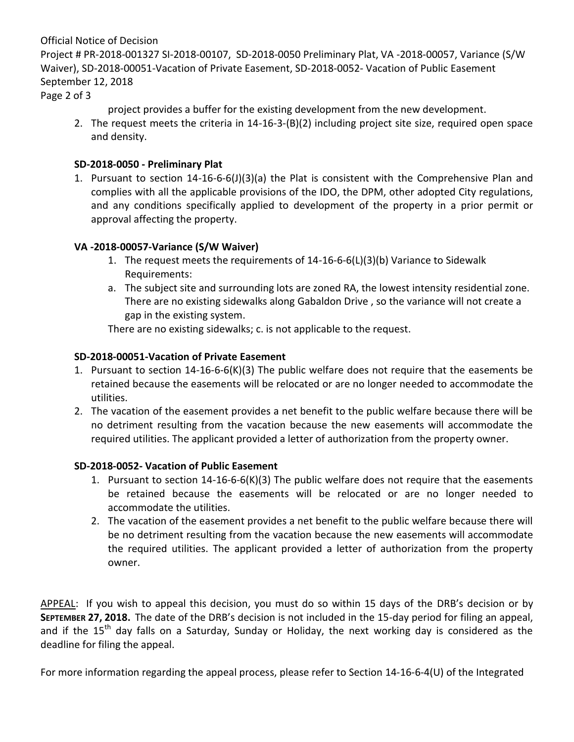project provides a buffer for the existing development from the new development.

2. The request meets the criteria in 14-16-3-(B)(2) including project site size, required open space and density.

**SD-2018-0050 - Preliminary Plat**

1. Pursuant to section 14-16-6-6(J)(3)(a) the Plat is consistent with the Comprehensive Plan and complies with all the applicable provisions of the IDO, the DPM, other adopted City regulations, and any conditions specifically applied to development of the property in a prior permit or approval affecting the property.

**VA -2018-00057-Variance (S/W Waiver)**

1. The request meets the requirements of 14-16-6-6(L)(3)(b) Variance to Sidewalk Requirements:

a. The subject site and surrounding lots are zoned RA, the lowest intensity residential zone. There are no existing sidewalks along Gabaldon Drive , so the variance will not create a gap in the existing system.

There are no existing sidewalks; c. is not applicable to the request.

**SD-2018-00051-Vacation of Private Easement**

1. Pursuant to section 14-16-6-6(K)(3) The public welfare does not require that the easements be retained because the easements will be relocated or are no longer needed to accommodate the utilities.
2. The vacation of the easement provides a net benefit to the public welfare because there will be no detriment resulting from the vacation because the new easements will accommodate the required utilities. The applicant provided a letter of authorization from the property owner.

**SD-2018-0052- Vacation of Public Easement**

1. Pursuant to section 14-16-6-6(K)(3) The public welfare does not require that the easements be retained because the easements will be relocated or are no longer needed to accommodate the utilities.
2. The vacation of the easement provides a net benefit to the public welfare because there will be no detriment resulting from the vacation because the new easements will accommodate the required utilities. The applicant provided a letter of authorization from the property owner.

APPEAL: If you wish to appeal this decision, you must do so within 15 days of the DRB's decision or by **SEPTEMBER 27, 2018.** The date of the DRB's decision is not included in the 15-day period for filing an appeal, and if the 15th day falls on a Saturday, Sunday or Holiday, the next working day is considered as the deadline for filing the appeal.

For more information regarding the appeal process, please refer to Section 14-16-6-4(U) of the Integrated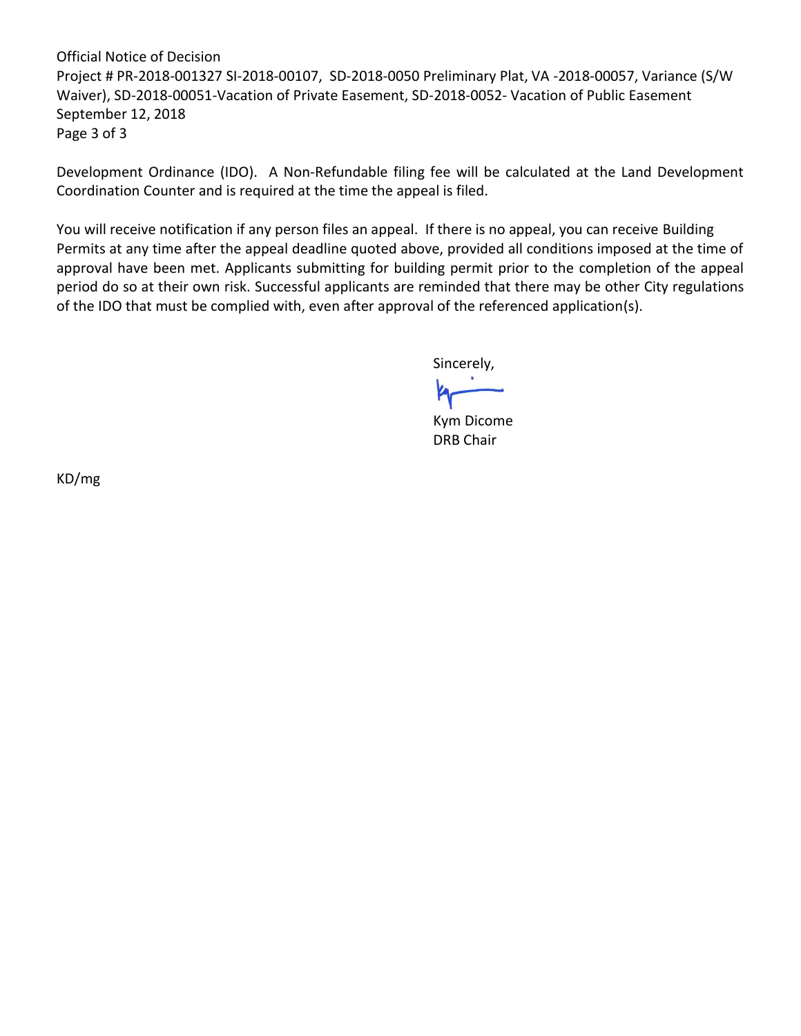Development Ordinance (IDO). A Non-Refundable filing fee will be calculated at the Land Development Coordination Counter and is required at the time the appeal is filed.

You will receive notification if any person files an appeal. If there is no appeal, you can receive Building Permits at any time after the appeal deadline quoted above, provided all conditions imposed at the time of approval have been met. Applicants submitting for building permit prior to the completion of the appeal period do so at their own risk. Successful applicants are reminded that there may be other City regulations of the IDO that must be complied with, even after approval of the referenced application(s).

Sincerely,

Kym Dicome
DRB Chair

KD/mg